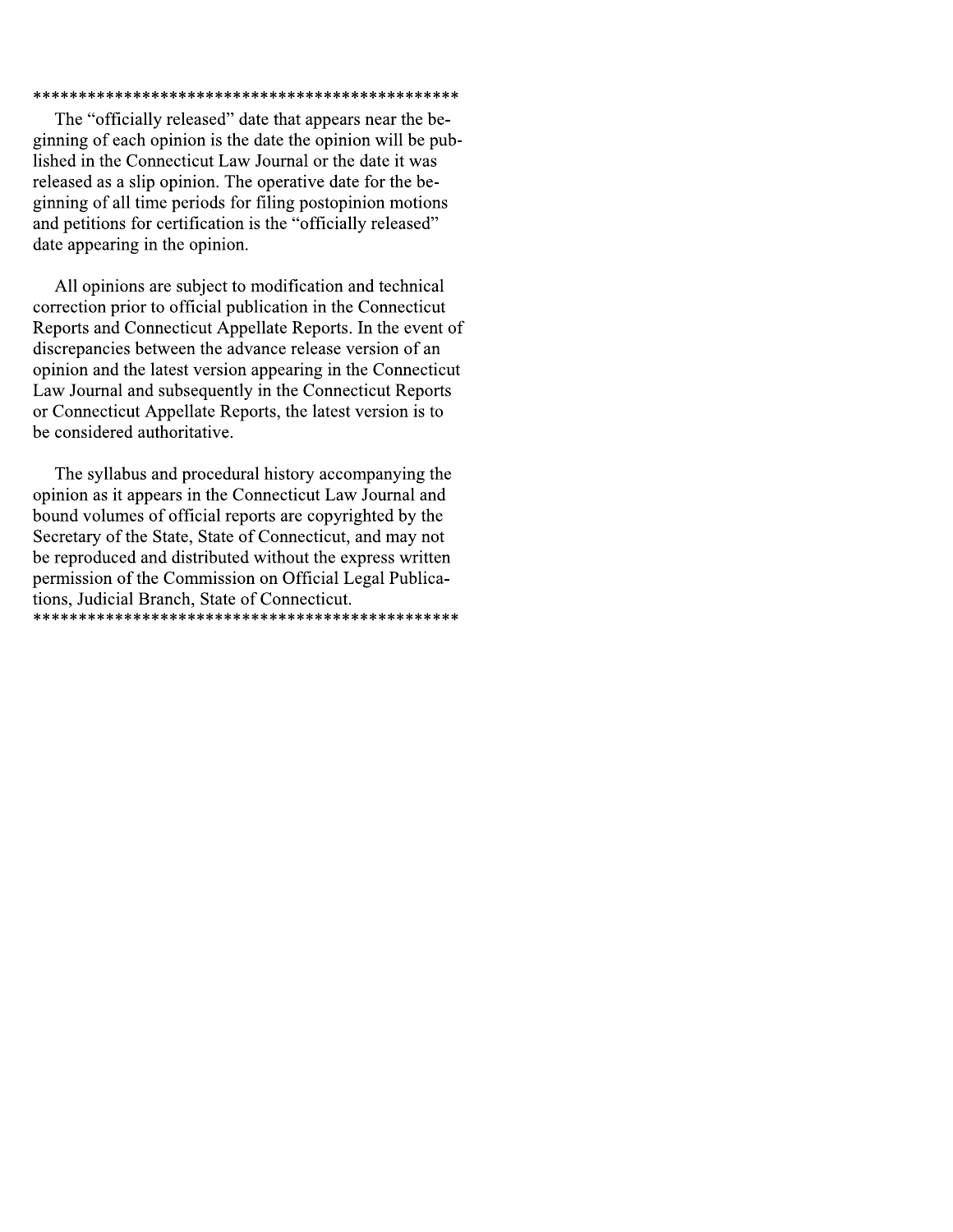\*\*\*\*\*\*\*\*\*\*\*\*\*\*\*\*\*\*\*\*\*\*\*\*\*\*\*\*\*\*\*\*\*\*\*\*\*\*\*\*\*\*\*\*\*\*\*\*

The "officially released" date that appears near the beginning of each opinion is the date the opinion will be published in the Connecticut Law Journal or the date it was released as a slip opinion. The operative date for the beginning of all time periods for filing postopinion motions and petitions for certification is the "officially released" date appearing in the opinion.

All opinions are subject to modification and technical correction prior to official publication in the Connecticut Reports and Connecticut Appellate Reports. In the event of discrepancies between the advance release version of an opinion and the latest version appearing in the Connecticut Law Journal and subsequently in the Connecticut Reports or Connecticut Appellate Reports, the latest version is to be considered authoritative.

The syllabus and procedural history accompanying the opinion as it appears in the Connecticut Law Journal and bound volumes of official reports are copyrighted by the Secretary of the State, State of Connecticut, and may not be reproduced and distributed without the express written permission of the Commission on Official Legal Publications, Judicial Branch, State of Connecticut.

\*\*\*\*\*\*\*\*\*\*\*\*\*\*\*\*\*\*\*\*\*\*\*\*\*\*\*\*\*\*\*\*\*\*\*\*\*\*\*\*\*\*\*\*\*\*\*\*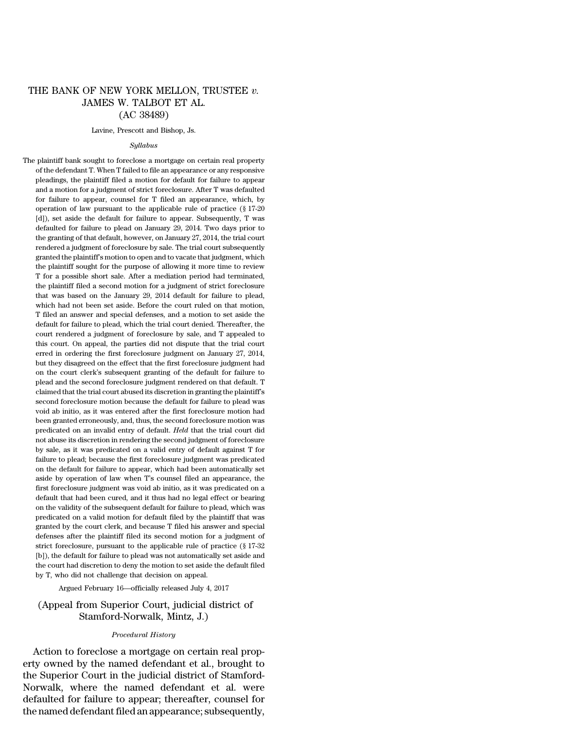# THE BANK OF NEW YORK MELLON, TRUSTEE *v.* JAMES W. TALBOT ET AL. (AC 38489)

Lavine, Prescott and Bishop, Js.

*Syllabus*

The plaintiff bank sought to foreclose a mortgage on certain real property of the defendant T. When T failed to file an appearance or any responsive pleadings, the plaintiff filed a motion for default for failure to appear and a motion for a judgment of strict foreclosure. After T was defaulted for failure to appear, counsel for T filed an appearance, which, by operation of law pursuant to the applicable rule of practice (§ 17-20 [d]), set aside the default for failure to appear. Subsequently, T was defaulted for failure to plead on January 29, 2014. Two days prior to the granting of that default, however, on January 27, 2014, the trial court rendered a judgment of foreclosure by sale. The trial court subsequently granted the plaintiff's motion to open and to vacate that judgment, which the plaintiff sought for the purpose of allowing it more time to review T for a possible short sale. After a mediation period had terminated, the plaintiff filed a second motion for a judgment of strict foreclosure that was based on the January 29, 2014 default for failure to plead, which had not been set aside. Before the court ruled on that motion, T filed an answer and special defenses, and a motion to set aside the default for failure to plead, which the trial court denied. Thereafter, the court rendered a judgment of foreclosure by sale, and T appealed to this court. On appeal, the parties did not dispute that the trial court erred in ordering the first foreclosure judgment on January 27, 2014, but they disagreed on the effect that the first foreclosure judgment had on the court clerk's subsequent granting of the default for failure to plead and the second foreclosure judgment rendered on that default. T claimed that the trial court abused its discretion in granting the plaintiff's second foreclosure motion because the default for failure to plead was void ab initio, as it was entered after the first foreclosure motion had been granted erroneously, and, thus, the second foreclosure motion was predicated on an invalid entry of default. *Held* that the trial court did not abuse its discretion in rendering the second judgment of foreclosure by sale, as it was predicated on a valid entry of default against T for failure to plead; because the first foreclosure judgment was predicated on the default for failure to appear, which had been automatically set aside by operation of law when T's counsel filed an appearance, the first foreclosure judgment was void ab initio, as it was predicated on a default that had been cured, and it thus had no legal effect or bearing on the validity of the subsequent default for failure to plead, which was predicated on a valid motion for default filed by the plaintiff that was granted by the court clerk, and because T filed his answer and special defenses after the plaintiff filed its second motion for a judgment of strict foreclosure, pursuant to the applicable rule of practice (§ 17-32 [b]), the default for failure to plead was not automatically set aside and the court had discretion to deny the motion to set aside the default filed by T, who did not challenge that decision on appeal.

Argued February 16—officially released July 4, 2017

(Appeal from Superior Court, judicial district of Stamford-Norwalk, Mintz, J.)

*Procedural History*

Action to foreclose a mortgage on certain real property owned by the named defendant et al., brought to the Superior Court in the judicial district of Stamford-Norwalk, where the named defendant et al. were defaulted for failure to appear; thereafter, counsel for the named defendant filed an appearance; subsequently,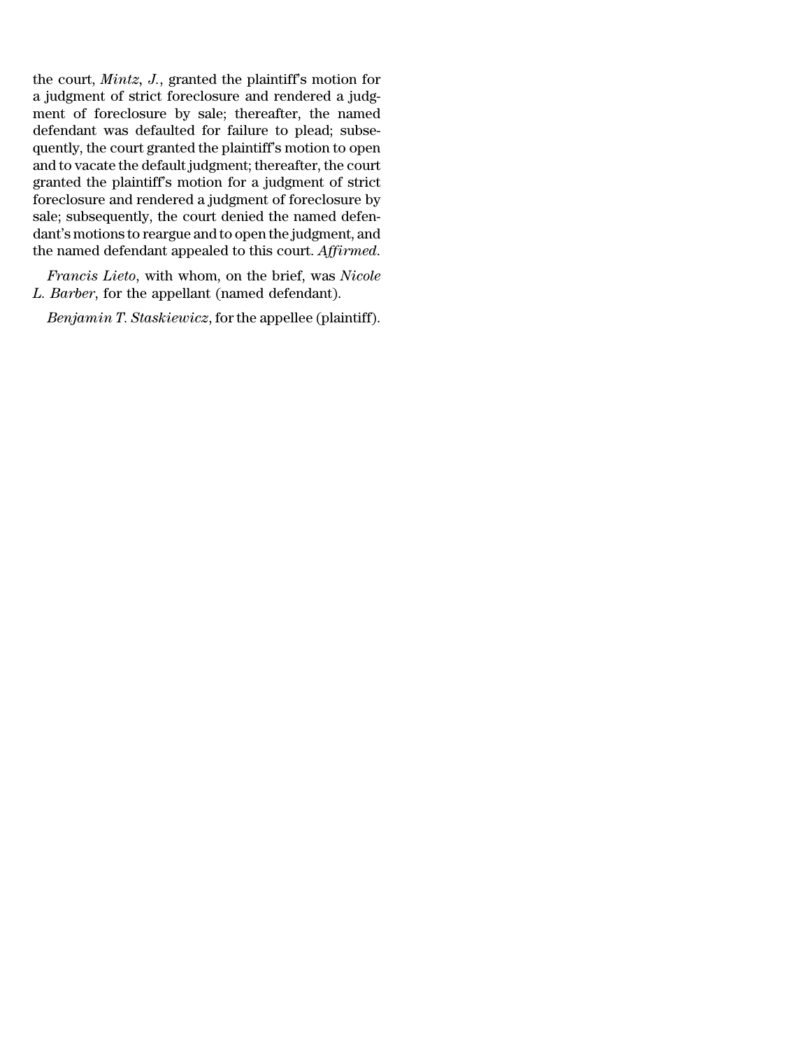the court, *Mintz, J.*, granted the plaintiff's motion for a judgment of strict foreclosure and rendered a judgment of foreclosure by sale; thereafter, the named defendant was defaulted for failure to plead; subsequently, the court granted the plaintiff's motion to open and to vacate the default judgment; thereafter, the court granted the plaintiff's motion for a judgment of strict foreclosure and rendered a judgment of foreclosure by sale; subsequently, the court denied the named defendant's motions to reargue and to open the judgment, and the named defendant appealed to this court. *Affirmed.*

*Francis Lieto*, with whom, on the brief, was *Nicole L. Barber*, for the appellant (named defendant).

*Benjamin T. Staskiewicz*, for the appellee (plaintiff).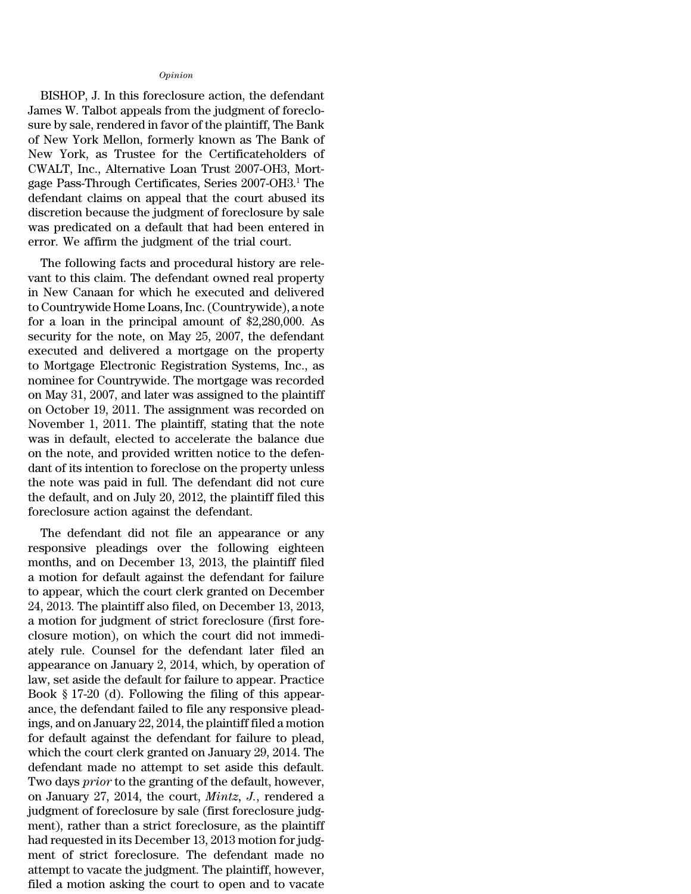*Opinion*

BISHOP, J. In this foreclosure action, the defendant James W. Talbot appeals from the judgment of foreclosure by sale, rendered in favor of the plaintiff, The Bank of New York Mellon, formerly known as The Bank of New York, as Trustee for the Certificateholders of CWALT, Inc., Alternative Loan Trust 2007-OH3, Mortgage Pass-Through Certificates, Series 2007-OH3.[1] The defendant claims on appeal that the court abused its discretion because the judgment of foreclosure by sale was predicated on a default that had been entered in error. We affirm the judgment of the trial court.

The following facts and procedural history are relevant to this claim. The defendant owned real property in New Canaan for which he executed and delivered to Countrywide Home Loans, Inc. (Countrywide), a note for a loan in the principal amount of $2,280,000. As security for the note, on May 25, 2007, the defendant executed and delivered a mortgage on the property to Mortgage Electronic Registration Systems, Inc., as nominee for Countrywide. The mortgage was recorded on May 31, 2007, and later was assigned to the plaintiff on October 19, 2011. The assignment was recorded on November 1, 2011. The plaintiff, stating that the note was in default, elected to accelerate the balance due on the note, and provided written notice to the defendant of its intention to foreclose on the property unless the note was paid in full. The defendant did not cure the default, and on July 20, 2012, the plaintiff filed this foreclosure action against the defendant.

The defendant did not file an appearance or any responsive pleadings over the following eighteen months, and on December 13, 2013, the plaintiff filed a motion for default against the defendant for failure to appear, which the court clerk granted on December 24, 2013. The plaintiff also filed, on December 13, 2013, a motion for judgment of strict foreclosure (first foreclosure motion), on which the court did not immediately rule. Counsel for the defendant later filed an appearance on January 2, 2014, which, by operation of law, set aside the default for failure to appear. Practice Book § 17-20 (d). Following the filing of this appearance, the defendant failed to file any responsive pleadings, and on January 22, 2014, the plaintiff filed a motion for default against the defendant for failure to plead, which the court clerk granted on January 29, 2014. The defendant made no attempt to set aside this default. Two days *prior* to the granting of the default, however, on January 27, 2014, the court, *Mintz, J.*, rendered a judgment of foreclosure by sale (first foreclosure judgment), rather than a strict foreclosure, as the plaintiff had requested in its December 13, 2013 motion for judgment of strict foreclosure. The defendant made no attempt to vacate the judgment. The plaintiff, however, filed a motion asking the court to open and to vacate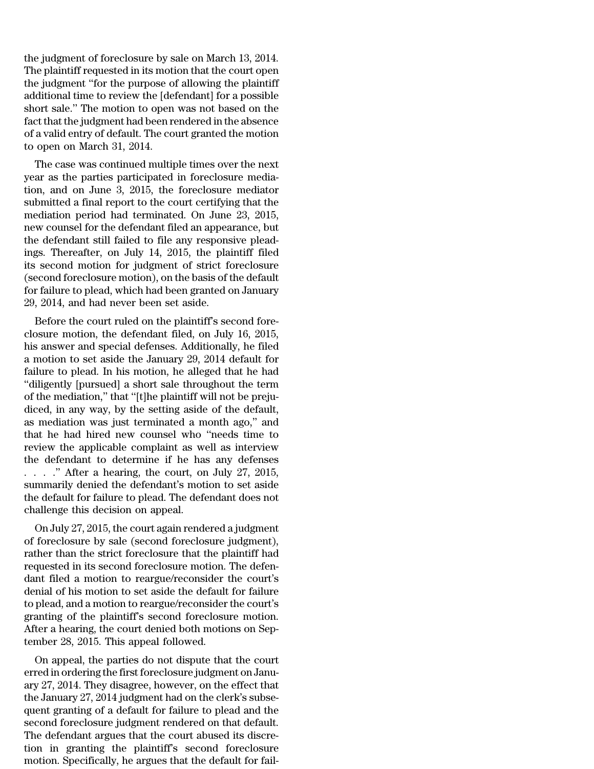the judgment of foreclosure by sale on March 13, 2014. The plaintiff requested in its motion that the court open the judgment "for the purpose of allowing the plaintiff additional time to review the [defendant] for a possible short sale." The motion to open was not based on the fact that the judgment had been rendered in the absence of a valid entry of default. The court granted the motion to open on March 31, 2014.

The case was continued multiple times over the next year as the parties participated in foreclosure mediation, and on June 3, 2015, the foreclosure mediator submitted a final report to the court certifying that the mediation period had terminated. On June 23, 2015, new counsel for the defendant filed an appearance, but the defendant still failed to file any responsive pleadings. Thereafter, on July 14, 2015, the plaintiff filed its second motion for judgment of strict foreclosure (second foreclosure motion), on the basis of the default for failure to plead, which had been granted on January 29, 2014, and had never been set aside.

Before the court ruled on the plaintiff's second foreclosure motion, the defendant filed, on July 16, 2015, his answer and special defenses. Additionally, he filed a motion to set aside the January 29, 2014 default for failure to plead. In his motion, he alleged that he had "diligently [pursued] a short sale throughout the term of the mediation," that "[t]he plaintiff will not be prejudiced, in any way, by the setting aside of the default, as mediation was just terminated a month ago," and that he had hired new counsel who "needs time to review the applicable complaint as well as interview the defendant to determine if he has any defenses . . . ." After a hearing, the court, on July 27, 2015, summarily denied the defendant's motion to set aside the default for failure to plead. The defendant does not challenge this decision on appeal.

On July 27, 2015, the court again rendered a judgment of foreclosure by sale (second foreclosure judgment), rather than the strict foreclosure that the plaintiff had requested in its second foreclosure motion. The defendant filed a motion to reargue/reconsider the court's denial of his motion to set aside the default for failure to plead, and a motion to reargue/reconsider the court's granting of the plaintiff's second foreclosure motion. After a hearing, the court denied both motions on September 28, 2015. This appeal followed.

On appeal, the parties do not dispute that the court erred in ordering the first foreclosure judgment on January 27, 2014. They disagree, however, on the effect that the January 27, 2014 judgment had on the clerk's subsequent granting of a default for failure to plead and the second foreclosure judgment rendered on that default. The defendant argues that the court abused its discretion in granting the plaintiff's second foreclosure motion. Specifically, he argues that the default for fail-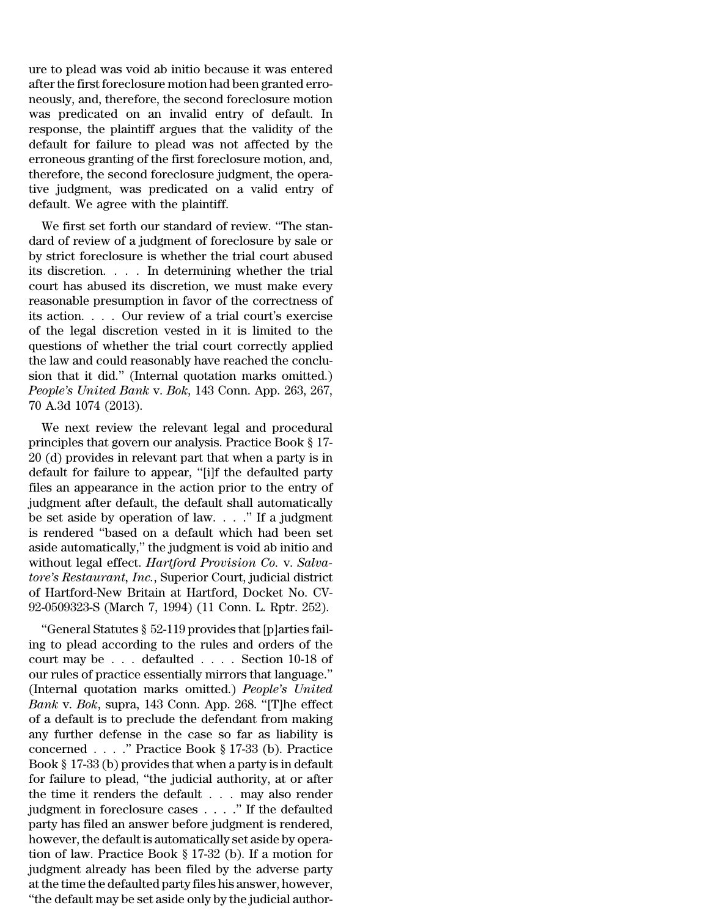ure to plead was void ab initio because it was entered after the first foreclosure motion had been granted erroneously, and, therefore, the second foreclosure motion was predicated on an invalid entry of default. In response, the plaintiff argues that the validity of the default for failure to plead was not affected by the erroneous granting of the first foreclosure motion, and, therefore, the second foreclosure judgment, the operative judgment, was predicated on a valid entry of default. We agree with the plaintiff.

We first set forth our standard of review. "The standard of review of a judgment of foreclosure by sale or by strict foreclosure is whether the trial court abused its discretion. . . . In determining whether the trial court has abused its discretion, we must make every reasonable presumption in favor of the correctness of its action. . . . Our review of a trial court's exercise of the legal discretion vested in it is limited to the questions of whether the trial court correctly applied the law and could reasonably have reached the conclusion that it did." (Internal quotation marks omitted.) *People's United Bank* v. *Bok*, 143 Conn. App. 263, 267, 70 A.3d 1074 (2013).

We next review the relevant legal and procedural principles that govern our analysis. Practice Book § 17-20 (d) provides in relevant part that when a party is in default for failure to appear, "[i]f the defaulted party files an appearance in the action prior to the entry of judgment after default, the default shall automatically be set aside by operation of law. . . ." If a judgment is rendered "based on a default which had been set aside automatically," the judgment is void ab initio and without legal effect. *Hartford Provision Co.* v. *Salvatore's Restaurant, Inc.*, Superior Court, judicial district of Hartford-New Britain at Hartford, Docket No. CV-92-0509323-S (March 7, 1994) (11 Conn. L. Rptr. 252).

"General Statutes § 52-119 provides that [p]arties failing to plead according to the rules and orders of the court may be . . . defaulted . . . . Section 10-18 of our rules of practice essentially mirrors that language." (Internal quotation marks omitted.) *People's United Bank* v. *Bok*, supra, 143 Conn. App. 268. "[T]he effect of a default is to preclude the defendant from making any further defense in the case so far as liability is concerned . . . ." Practice Book § 17-33 (b). Practice Book § 17-33 (b) provides that when a party is in default for failure to plead, "the judicial authority, at or after the time it renders the default . . . may also render judgment in foreclosure cases . . . ." If the defaulted party has filed an answer before judgment is rendered, however, the default is automatically set aside by operation of law. Practice Book § 17-32 (b). If a motion for judgment already has been filed by the adverse party at the time the defaulted party files his answer, however, "the default may be set aside only by the judicial author-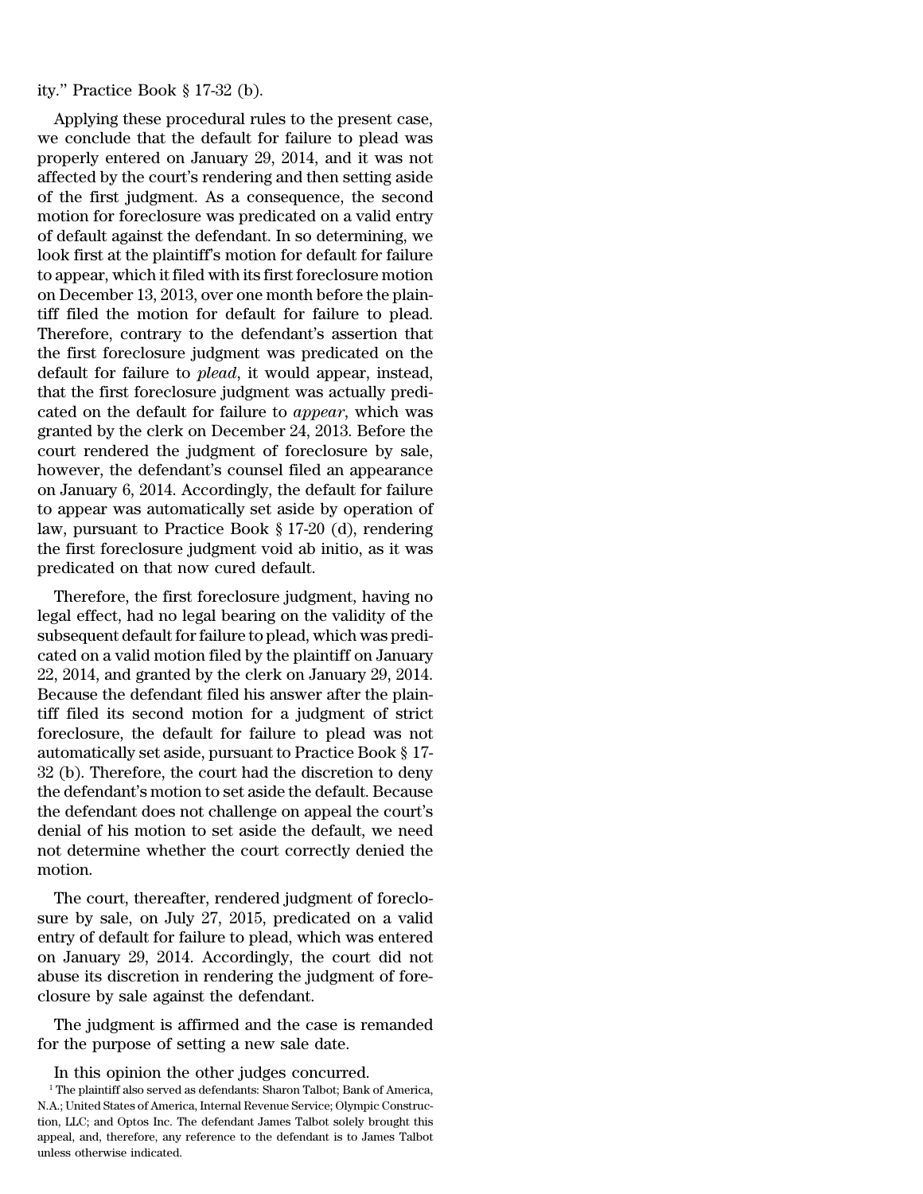ity." Practice Book § 17-32 (b).

Applying these procedural rules to the present case, we conclude that the default for failure to plead was properly entered on January 29, 2014, and it was not affected by the court's rendering and then setting aside of the first judgment. As a consequence, the second motion for foreclosure was predicated on a valid entry of default against the defendant. In so determining, we look first at the plaintiff's motion for default for failure to appear, which it filed with its first foreclosure motion on December 13, 2013, over one month before the plaintiff filed the motion for default for failure to plead. Therefore, contrary to the defendant's assertion that the first foreclosure judgment was predicated on the default for failure to *plead*, it would appear, instead, that the first foreclosure judgment was actually predicated on the default for failure to *appear*, which was granted by the clerk on December 24, 2013. Before the court rendered the judgment of foreclosure by sale, however, the defendant's counsel filed an appearance on January 6, 2014. Accordingly, the default for failure to appear was automatically set aside by operation of law, pursuant to Practice Book § 17-20 (d), rendering the first foreclosure judgment void ab initio, as it was predicated on that now cured default.

Therefore, the first foreclosure judgment, having no legal effect, had no legal bearing on the validity of the subsequent default for failure to plead, which was predicated on a valid motion filed by the plaintiff on January 22, 2014, and granted by the clerk on January 29, 2014. Because the defendant filed his answer after the plaintiff filed its second motion for a judgment of strict foreclosure, the default for failure to plead was not automatically set aside, pursuant to Practice Book § 17-32 (b). Therefore, the court had the discretion to deny the defendant's motion to set aside the default. Because the defendant does not challenge on appeal the court's denial of his motion to set aside the default, we need not determine whether the court correctly denied the motion.

The court, thereafter, rendered judgment of foreclosure by sale, on July 27, 2015, predicated on a valid entry of default for failure to plead, which was entered on January 29, 2014. Accordingly, the court did not abuse its discretion in rendering the judgment of foreclosure by sale against the defendant.

The judgment is affirmed and the case is remanded for the purpose of setting a new sale date.

In this opinion the other judges concurred.

[1] The plaintiff also served as defendants: Sharon Talbot; Bank of America, N.A.; United States of America, Internal Revenue Service; Olympic Construction, LLC; and Optos Inc. The defendant James Talbot solely brought this appeal, and, therefore, any reference to the defendant is to James Talbot unless otherwise indicated.